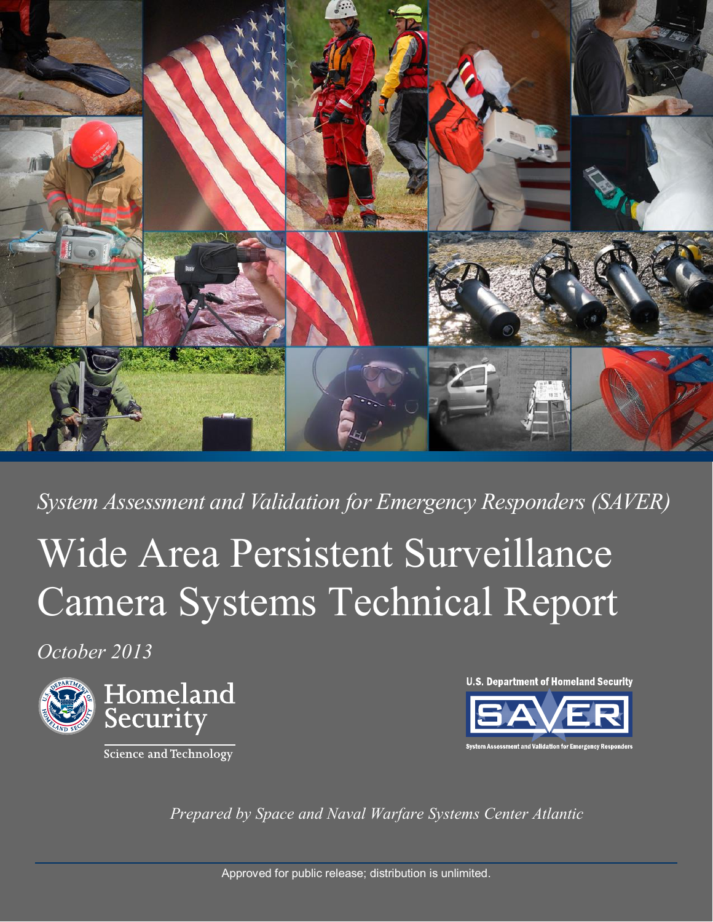*System Assessment and Validation for Emergency Responders (SAVER)*

# Wide Area Persistent Surveillance Camera Systems Technical Report

*October 2013*

Homeland Security

Science and Technology

U.S. Department of Homeland Security

SAVER

System Assessment and Validation for Emergency Responders

*Prepared by Space and Naval Warfare Systems Center Atlantic*

Approved for public release; distribution is unlimited.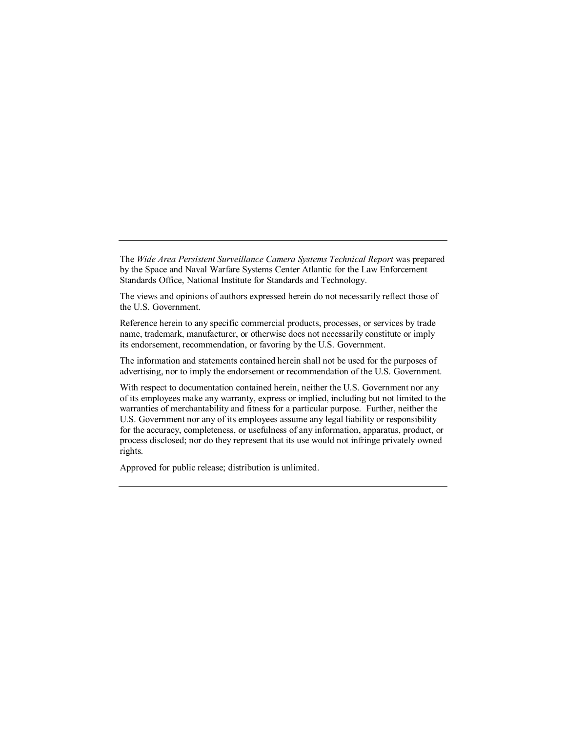---

The *Wide Area Persistent Surveillance Camera Systems Technical Report* was prepared by the Space and Naval Warfare Systems Center Atlantic for the Law Enforcement Standards Office, National Institute for Standards and Technology.

The views and opinions of authors expressed herein do not necessarily reflect those of the U.S. Government.

Reference herein to any specific commercial products, processes, or services by trade name, trademark, manufacturer, or otherwise does not necessarily constitute or imply its endorsement, recommendation, or favoring by the U.S. Government.

The information and statements contained herein shall not be used for the purposes of advertising, nor to imply the endorsement or recommendation of the U.S. Government.

With respect to documentation contained herein, neither the U.S. Government nor any of its employees make any warranty, express or implied, including but not limited to the warranties of merchantability and fitness for a particular purpose. Further, neither the U.S. Government nor any of its employees assume any legal liability or responsibility for the accuracy, completeness, or usefulness of any information, apparatus, product, or process disclosed; nor do they represent that its use would not infringe privately owned rights.

Approved for public release; distribution is unlimited.

---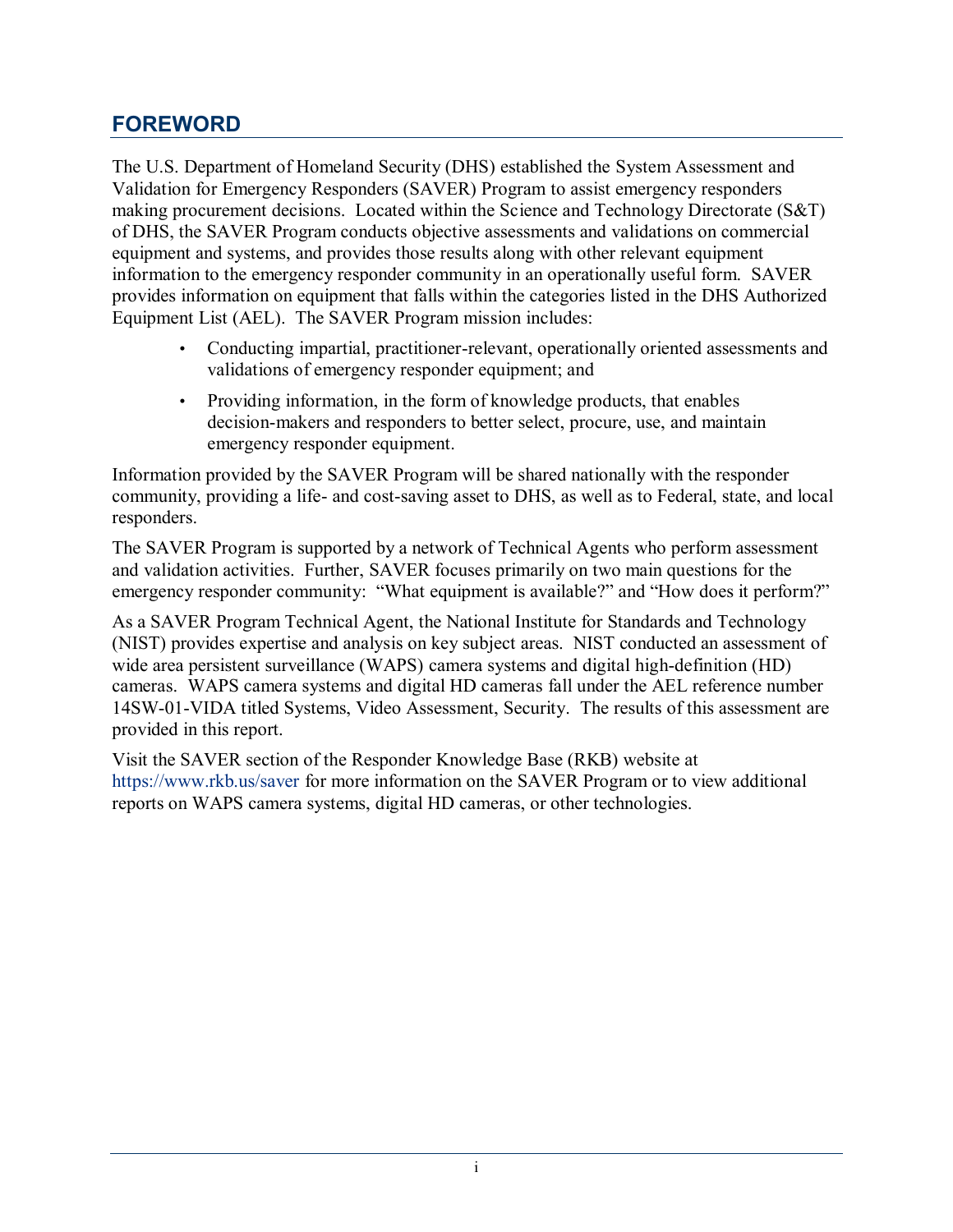## FOREWORD

The U.S. Department of Homeland Security (DHS) established the System Assessment and Validation for Emergency Responders (SAVER) Program to assist emergency responders making procurement decisions. Located within the Science and Technology Directorate (S&T) of DHS, the SAVER Program conducts objective assessments and validations on commercial equipment and systems, and provides those results along with other relevant equipment information to the emergency responder community in an operationally useful form. SAVER provides information on equipment that falls within the categories listed in the DHS Authorized Equipment List (AEL). The SAVER Program mission includes:

- Conducting impartial, practitioner-relevant, operationally oriented assessments and validations of emergency responder equipment; and
- Providing information, in the form of knowledge products, that enables decision-makers and responders to better select, procure, use, and maintain emergency responder equipment.

Information provided by the SAVER Program will be shared nationally with the responder community, providing a life- and cost-saving asset to DHS, as well as to Federal, state, and local responders.

The SAVER Program is supported by a network of Technical Agents who perform assessment and validation activities. Further, SAVER focuses primarily on two main questions for the emergency responder community: "What equipment is available?" and "How does it perform?"

As a SAVER Program Technical Agent, the National Institute for Standards and Technology (NIST) provides expertise and analysis on key subject areas. NIST conducted an assessment of wide area persistent surveillance (WAPS) camera systems and digital high-definition (HD) cameras. WAPS camera systems and digital HD cameras fall under the AEL reference number 14SW-01-VIDA titled Systems, Video Assessment, Security. The results of this assessment are provided in this report.

Visit the SAVER section of the Responder Knowledge Base (RKB) website at https://www.rkb.us/saver for more information on the SAVER Program or to view additional reports on WAPS camera systems, digital HD cameras, or other technologies.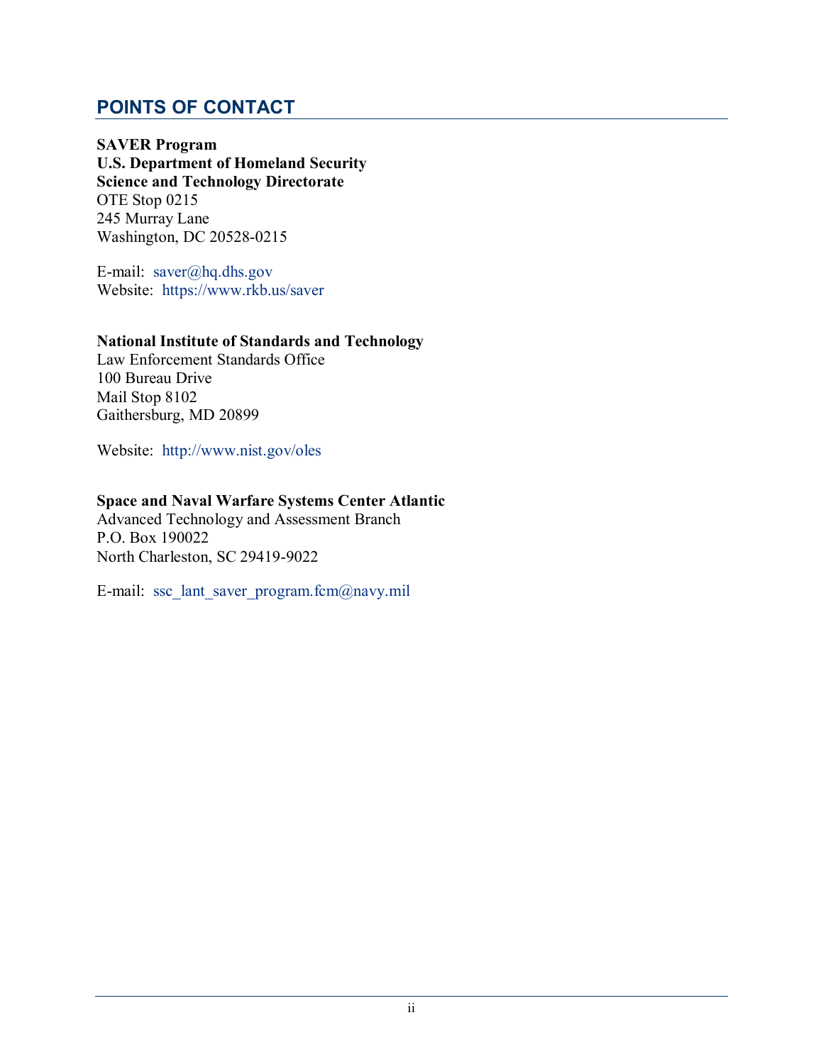## POINTS OF CONTACT

**SAVER Program**
**U.S. Department of Homeland Security**
**Science and Technology Directorate**
OTE Stop 0215
245 Murray Lane
Washington, DC 20528-0215

E-mail: saver@hq.dhs.gov
Website: https://www.rkb.us/saver

**National Institute of Standards and Technology**
Law Enforcement Standards Office
100 Bureau Drive
Mail Stop 8102
Gaithersburg, MD 20899

Website: http://www.nist.gov/oles

**Space and Naval Warfare Systems Center Atlantic**
Advanced Technology and Assessment Branch
P.O. Box 190022
North Charleston, SC 29419-9022

E-mail: ssc_lant_saver_program.fcm@navy.mil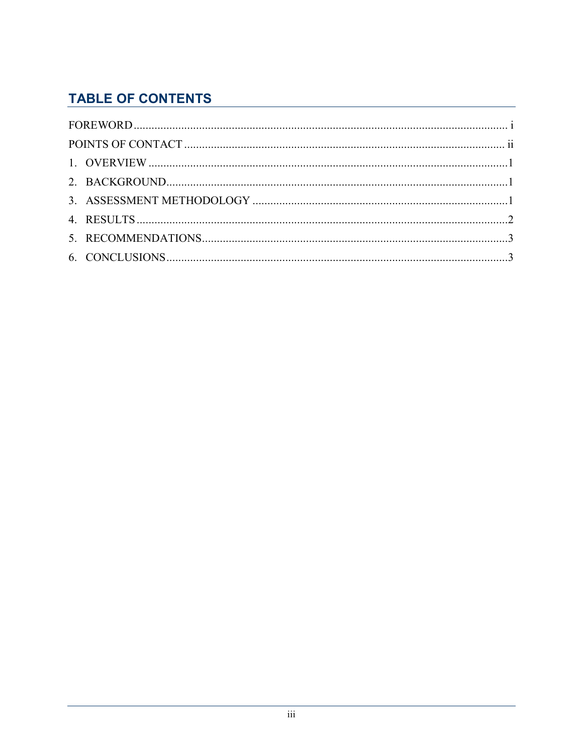## TABLE OF CONTENTS

FOREWORD ..................................................................................................................... i

POINTS OF CONTACT ................................................................................................... ii

1. OVERVIEW ................................................................................................................1

2. BACKGROUND..........................................................................................................1

3. ASSESSMENT METHODOLOGY ..............................................................................1

4. RESULTS ....................................................................................................................2

5. RECOMMENDATIONS...............................................................................................3

6. CONCLUSIONS ..........................................................................................................3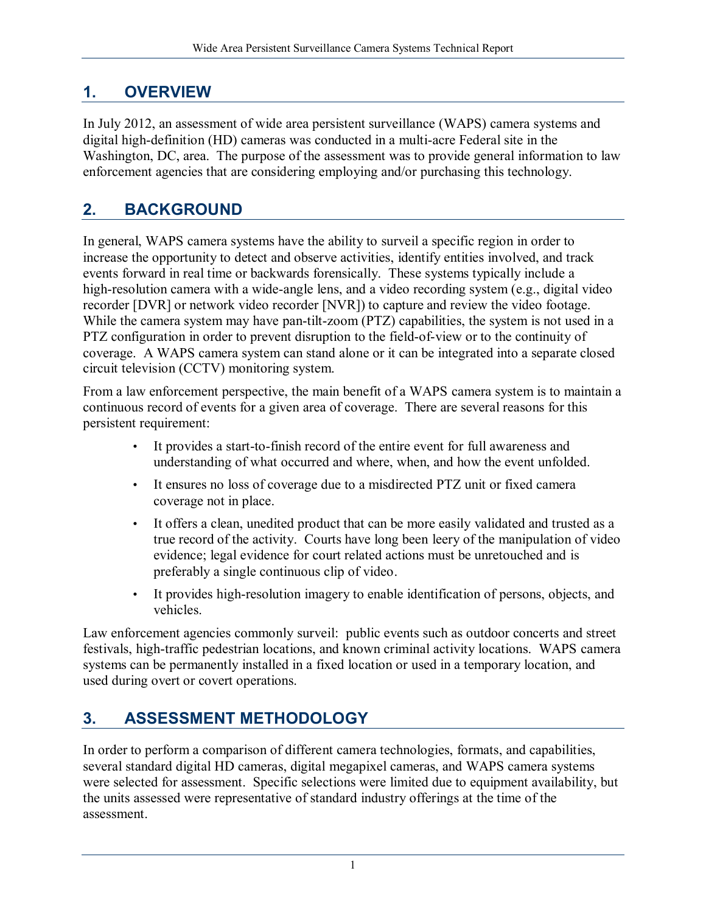## 1. OVERVIEW

In July 2012, an assessment of wide area persistent surveillance (WAPS) camera systems and digital high-definition (HD) cameras was conducted in a multi-acre Federal site in the Washington, DC, area. The purpose of the assessment was to provide general information to law enforcement agencies that are considering employing and/or purchasing this technology.

## 2. BACKGROUND

In general, WAPS camera systems have the ability to surveil a specific region in order to increase the opportunity to detect and observe activities, identify entities involved, and track events forward in real time or backwards forensically. These systems typically include a high-resolution camera with a wide-angle lens, and a video recording system (e.g., digital video recorder [DVR] or network video recorder [NVR]) to capture and review the video footage. While the camera system may have pan-tilt-zoom (PTZ) capabilities, the system is not used in a PTZ configuration in order to prevent disruption to the field-of-view or to the continuity of coverage. A WAPS camera system can stand alone or it can be integrated into a separate closed circuit television (CCTV) monitoring system.

From a law enforcement perspective, the main benefit of a WAPS camera system is to maintain a continuous record of events for a given area of coverage. There are several reasons for this persistent requirement:

- It provides a start-to-finish record of the entire event for full awareness and understanding of what occurred and where, when, and how the event unfolded.
- It ensures no loss of coverage due to a misdirected PTZ unit or fixed camera coverage not in place.
- It offers a clean, unedited product that can be more easily validated and trusted as a true record of the activity. Courts have long been leery of the manipulation of video evidence; legal evidence for court related actions must be unretouched and is preferably a single continuous clip of video.
- It provides high-resolution imagery to enable identification of persons, objects, and vehicles.

Law enforcement agencies commonly surveil: public events such as outdoor concerts and street festivals, high-traffic pedestrian locations, and known criminal activity locations. WAPS camera systems can be permanently installed in a fixed location or used in a temporary location, and used during overt or covert operations.

## 3. ASSESSMENT METHODOLOGY

In order to perform a comparison of different camera technologies, formats, and capabilities, several standard digital HD cameras, digital megapixel cameras, and WAPS camera systems were selected for assessment. Specific selections were limited due to equipment availability, but the units assessed were representative of standard industry offerings at the time of the assessment.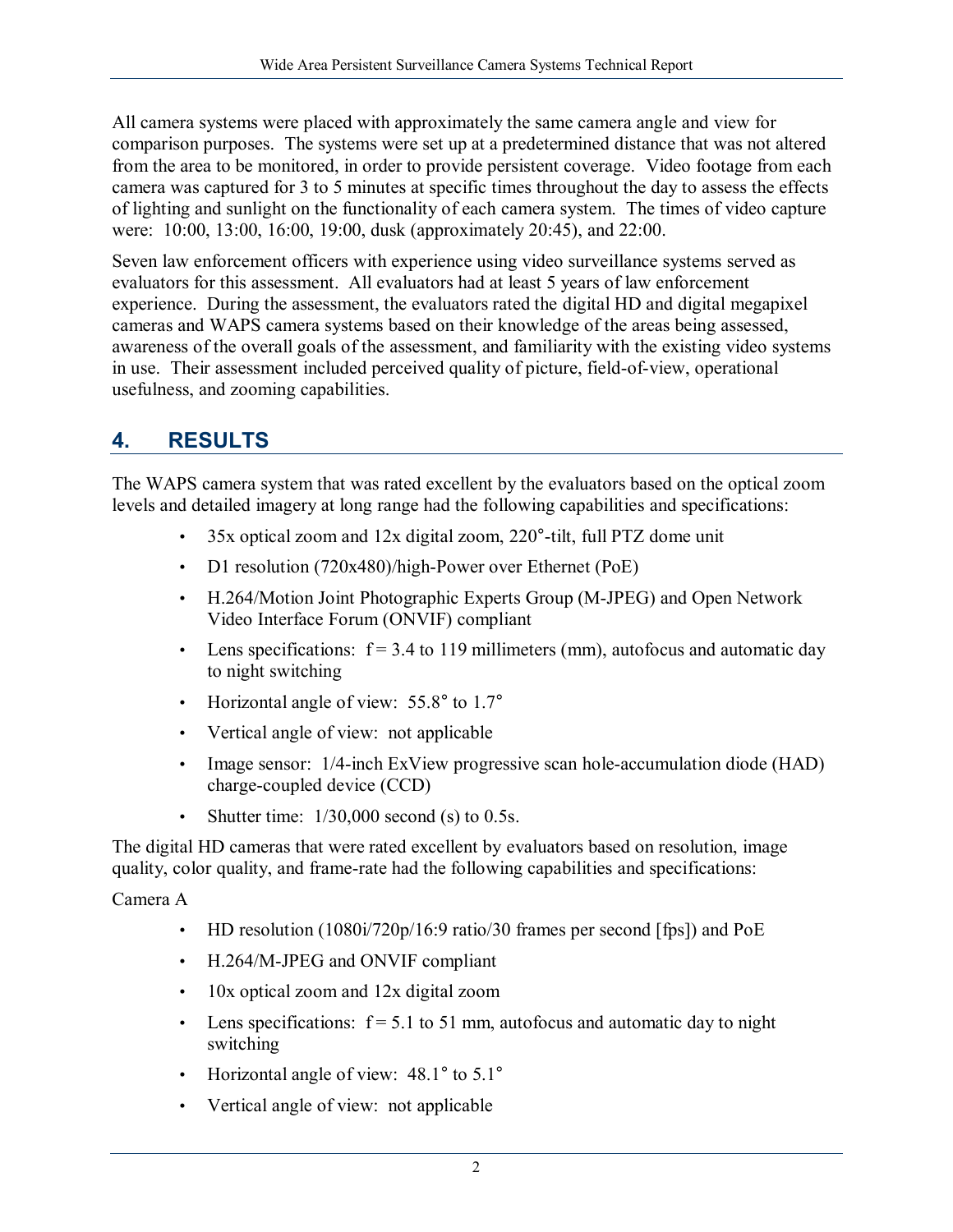All camera systems were placed with approximately the same camera angle and view for comparison purposes. The systems were set up at a predetermined distance that was not altered from the area to be monitored, in order to provide persistent coverage. Video footage from each camera was captured for 3 to 5 minutes at specific times throughout the day to assess the effects of lighting and sunlight on the functionality of each camera system. The times of video capture were: 10:00, 13:00, 16:00, 19:00, dusk (approximately 20:45), and 22:00.

Seven law enforcement officers with experience using video surveillance systems served as evaluators for this assessment. All evaluators had at least 5 years of law enforcement experience. During the assessment, the evaluators rated the digital HD and digital megapixel cameras and WAPS camera systems based on their knowledge of the areas being assessed, awareness of the overall goals of the assessment, and familiarity with the existing video systems in use. Their assessment included perceived quality of picture, field-of-view, operational usefulness, and zooming capabilities.

## 4. RESULTS

The WAPS camera system that was rated excellent by the evaluators based on the optical zoom levels and detailed imagery at long range had the following capabilities and specifications:

- 35x optical zoom and 12x digital zoom, 220°-tilt, full PTZ dome unit
- D1 resolution (720x480)/high-Power over Ethernet (PoE)
- H.264/Motion Joint Photographic Experts Group (M-JPEG) and Open Network Video Interface Forum (ONVIF) compliant
- Lens specifications: f = 3.4 to 119 millimeters (mm), autofocus and automatic day to night switching
- Horizontal angle of view: 55.8° to 1.7°
- Vertical angle of view: not applicable
- Image sensor: 1/4-inch ExView progressive scan hole-accumulation diode (HAD) charge-coupled device (CCD)
- Shutter time: 1/30,000 second (s) to 0.5s.

The digital HD cameras that were rated excellent by evaluators based on resolution, image quality, color quality, and frame-rate had the following capabilities and specifications:

Camera A

- HD resolution (1080i/720p/16:9 ratio/30 frames per second [fps]) and PoE
- H.264/M-JPEG and ONVIF compliant
- 10x optical zoom and 12x digital zoom
- Lens specifications: f = 5.1 to 51 mm, autofocus and automatic day to night switching
- Horizontal angle of view: 48.1° to 5.1°
- Vertical angle of view: not applicable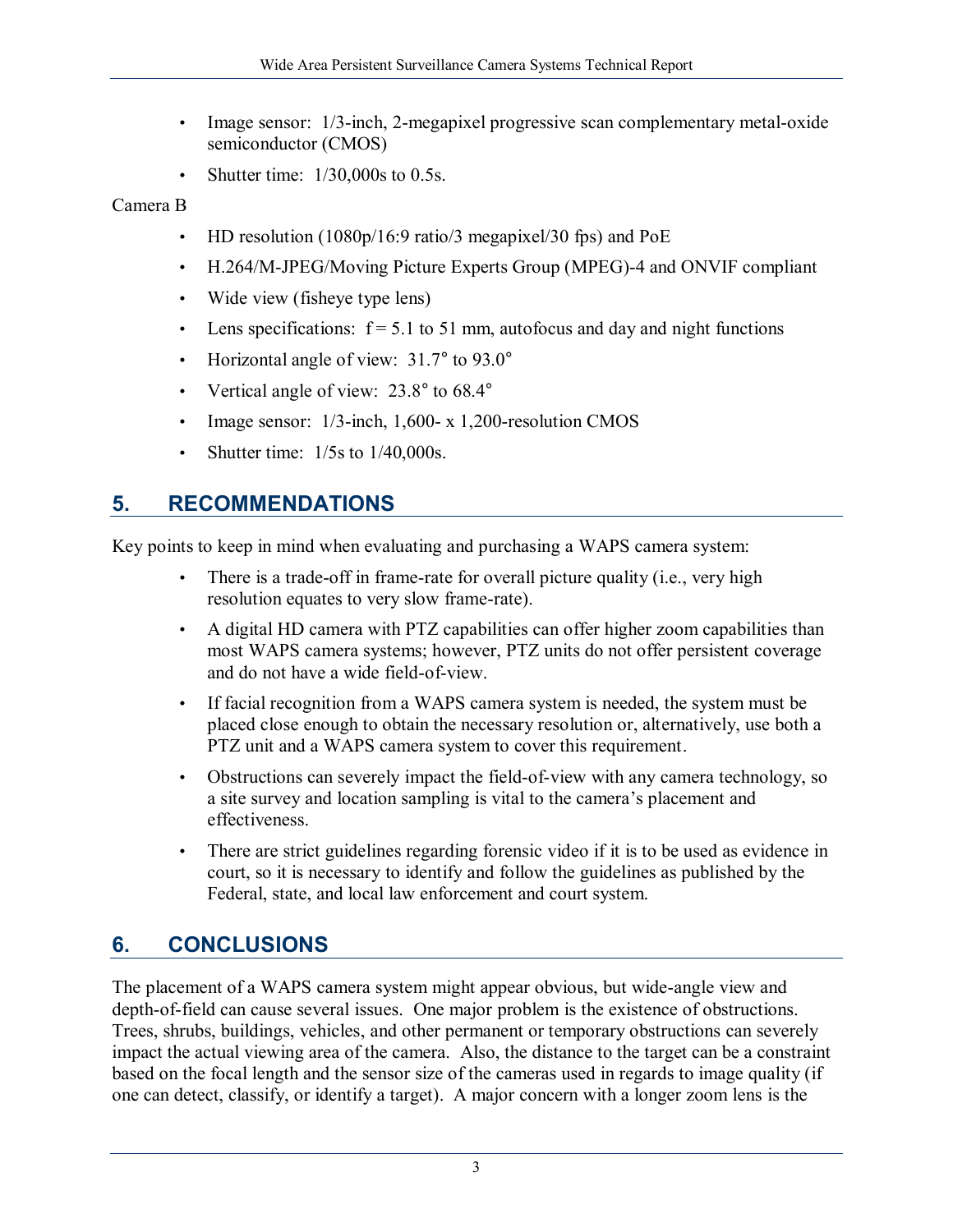- Image sensor: 1/3-inch, 2-megapixel progressive scan complementary metal-oxide semiconductor (CMOS)
- Shutter time: 1/30,000s to 0.5s.

Camera B

- HD resolution (1080p/16:9 ratio/3 megapixel/30 fps) and PoE
- H.264/M-JPEG/Moving Picture Experts Group (MPEG)-4 and ONVIF compliant
- Wide view (fisheye type lens)
- Lens specifications: f = 5.1 to 51 mm, autofocus and day and night functions
- Horizontal angle of view: 31.7° to 93.0°
- Vertical angle of view: 23.8° to 68.4°
- Image sensor: 1/3-inch, 1,600- x 1,200-resolution CMOS
- Shutter time: 1/5s to 1/40,000s.

## 5. RECOMMENDATIONS

Key points to keep in mind when evaluating and purchasing a WAPS camera system:

- There is a trade-off in frame-rate for overall picture quality (i.e., very high resolution equates to very slow frame-rate).
- A digital HD camera with PTZ capabilities can offer higher zoom capabilities than most WAPS camera systems; however, PTZ units do not offer persistent coverage and do not have a wide field-of-view.
- If facial recognition from a WAPS camera system is needed, the system must be placed close enough to obtain the necessary resolution or, alternatively, use both a PTZ unit and a WAPS camera system to cover this requirement.
- Obstructions can severely impact the field-of-view with any camera technology, so a site survey and location sampling is vital to the camera's placement and effectiveness.
- There are strict guidelines regarding forensic video if it is to be used as evidence in court, so it is necessary to identify and follow the guidelines as published by the Federal, state, and local law enforcement and court system.

## 6. CONCLUSIONS

The placement of a WAPS camera system might appear obvious, but wide-angle view and depth-of-field can cause several issues. One major problem is the existence of obstructions. Trees, shrubs, buildings, vehicles, and other permanent or temporary obstructions can severely impact the actual viewing area of the camera. Also, the distance to the target can be a constraint based on the focal length and the sensor size of the cameras used in regards to image quality (if one can detect, classify, or identify a target). A major concern with a longer zoom lens is the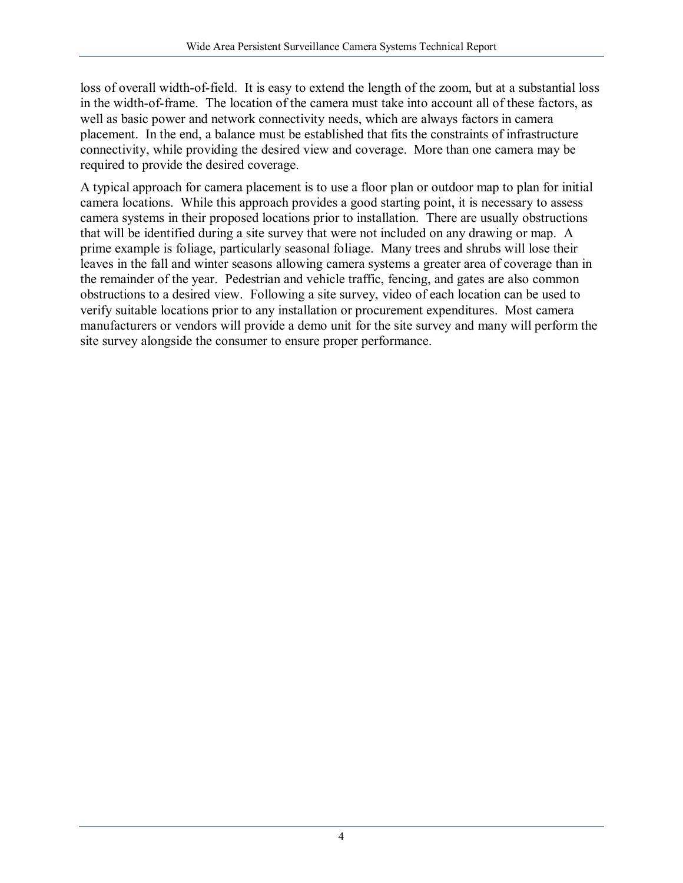loss of overall width-of-field. It is easy to extend the length of the zoom, but at a substantial loss in the width-of-frame. The location of the camera must take into account all of these factors, as well as basic power and network connectivity needs, which are always factors in camera placement. In the end, a balance must be established that fits the constraints of infrastructure connectivity, while providing the desired view and coverage. More than one camera may be required to provide the desired coverage.

A typical approach for camera placement is to use a floor plan or outdoor map to plan for initial camera locations. While this approach provides a good starting point, it is necessary to assess camera systems in their proposed locations prior to installation. There are usually obstructions that will be identified during a site survey that were not included on any drawing or map. A prime example is foliage, particularly seasonal foliage. Many trees and shrubs will lose their leaves in the fall and winter seasons allowing camera systems a greater area of coverage than in the remainder of the year. Pedestrian and vehicle traffic, fencing, and gates are also common obstructions to a desired view. Following a site survey, video of each location can be used to verify suitable locations prior to any installation or procurement expenditures. Most camera manufacturers or vendors will provide a demo unit for the site survey and many will perform the site survey alongside the consumer to ensure proper performance.